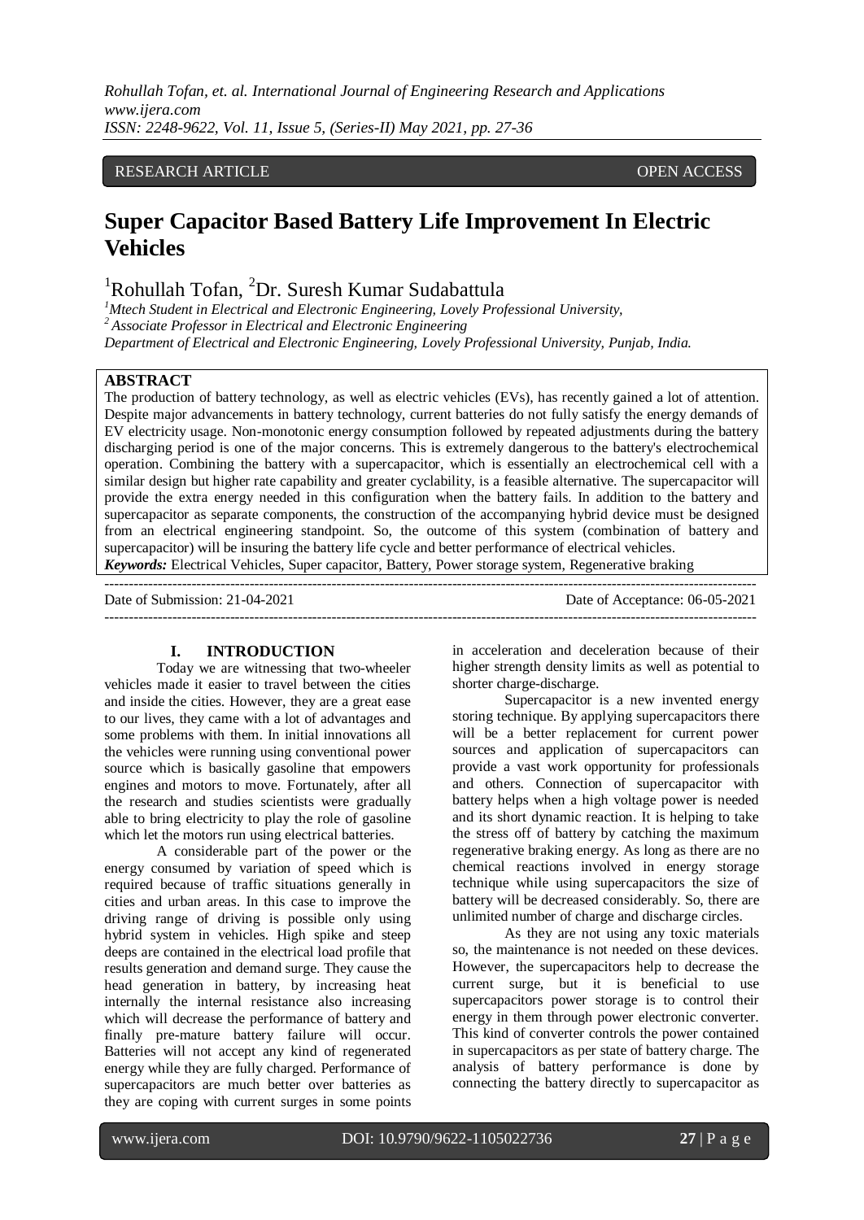RESEARCH ARTICLE OPEN ACCESS

# Super Capacitor Based Battery Life Improvement In Electric Vehicles

[1]Rohullah Tofan, [2]Dr. Suresh Kumar Sudabattula

*[1]Mtech Student in Electrical and Electronic Engineering, Lovely Professional University,*
*[2]Associate Professor in Electrical and Electronic Engineering*
*Department of Electrical and Electronic Engineering, Lovely Professional University, Punjab, India.*

## ABSTRACT

The production of battery technology, as well as electric vehicles (EVs), has recently gained a lot of attention. Despite major advancements in battery technology, current batteries do not fully satisfy the energy demands of EV electricity usage. Non-monotonic energy consumption followed by repeated adjustments during the battery discharging period is one of the major concerns. This is extremely dangerous to the battery's electrochemical operation. Combining the battery with a supercapacitor, which is essentially an electrochemical cell with a similar design but higher rate capability and greater cyclability, is a feasible alternative. The supercapacitor will provide the extra energy needed in this configuration when the battery fails. In addition to the battery and supercapacitor as separate components, the construction of the accompanying hybrid device must be designed from an electrical engineering standpoint. So, the outcome of this system (combination of battery and supercapacitor) will be insuring the battery life cycle and better performance of electrical vehicles.

***Keywords:*** Electrical Vehicles, Super capacitor, Battery, Power storage system, Regenerative braking

---

Date of Submission: 21-04-2021 Date of Acceptance: 06-05-2021

---

## I. INTRODUCTION

Today we are witnessing that two-wheeler vehicles made it easier to travel between the cities and inside the cities. However, they are a great ease to our lives, they came with a lot of advantages and some problems with them. In initial innovations all the vehicles were running using conventional power source which is basically gasoline that empowers engines and motors to move. Fortunately, after all the research and studies scientists were gradually able to bring electricity to play the role of gasoline which let the motors run using electrical batteries.

A considerable part of the power or the energy consumed by variation of speed which is required because of traffic situations generally in cities and urban areas. In this case to improve the driving range of driving is possible only using hybrid system in vehicles. High spike and steep deeps are contained in the electrical load profile that results generation and demand surge. They cause the head generation in battery, by increasing heat internally the internal resistance also increasing which will decrease the performance of battery and finally pre-mature battery failure will occur. Batteries will not accept any kind of regenerated energy while they are fully charged. Performance of supercapacitors are much better over batteries as they are coping with current surges in some points in acceleration and deceleration because of their higher strength density limits as well as potential to shorter charge-discharge.

Supercapacitor is a new invented energy storing technique. By applying supercapacitors there will be a better replacement for current power sources and application of supercapacitors can provide a vast work opportunity for professionals and others. Connection of supercapacitor with battery helps when a high voltage power is needed and its short dynamic reaction. It is helping to take the stress off of battery by catching the maximum regenerative braking energy. As long as there are no chemical reactions involved in energy storage technique while using supercapacitors the size of battery will be decreased considerably. So, there are unlimited number of charge and discharge circles.

As they are not using any toxic materials so, the maintenance is not needed on these devices. However, the supercapacitors help to decrease the current surge, but it is beneficial to use supercapacitors power storage is to control their energy in them through power electronic converter. This kind of converter controls the power contained in supercapacitors as per state of battery charge. The analysis of battery performance is done by connecting the battery directly to supercapacitor as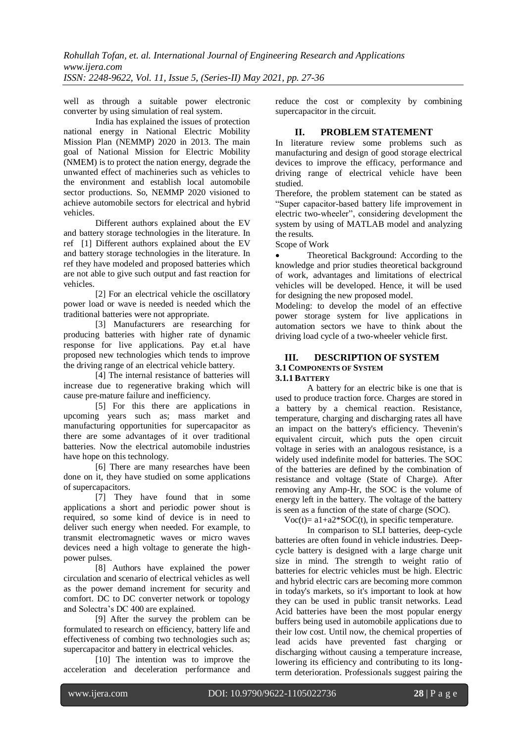well as through a suitable power electronic converter by using simulation of real system.

India has explained the issues of protection national energy in National Electric Mobility Mission Plan (NEMMP) 2020 in 2013. The main goal of National Mission for Electric Mobility (NMEM) is to protect the nation energy, degrade the unwanted effect of machineries such as vehicles to the environment and establish local automobile sector productions. So, NEMMP 2020 visioned to achieve automobile sectors for electrical and hybrid vehicles.

Different authors explained about the EV and battery storage technologies in the literature. In ref [1] Different authors explained about the EV and battery storage technologies in the literature. In ref they have modeled and proposed batteries which are not able to give such output and fast reaction for vehicles.

[2] For an electrical vehicle the oscillatory power load or wave is needed is needed which the traditional batteries were not appropriate.

[3] Manufacturers are researching for producing batteries with higher rate of dynamic response for live applications. Pay et.al have proposed new technologies which tends to improve the driving range of an electrical vehicle battery.

[4] The internal resistance of batteries will increase due to regenerative braking which will cause pre-mature failure and inefficiency.

[5] For this there are applications in upcoming years such as; mass market and manufacturing opportunities for supercapacitor as there are some advantages of it over traditional batteries. Now the electrical automobile industries have hope on this technology.

[6] There are many researches have been done on it, they have studied on some applications of supercapacitors.

[7] They have found that in some applications a short and periodic power shout is required, so some kind of device is in need to deliver such energy when needed. For example, to transmit electromagnetic waves or micro waves devices need a high voltage to generate the high-power pulses.

[8] Authors have explained the power circulation and scenario of electrical vehicles as well as the power demand increment for security and comfort. DC to DC converter network or topology and Solectra's DC 400 are explained.

[9] After the survey the problem can be formulated to research on efficiency, battery life and effectiveness of combing two technologies such as; supercapacitor and battery in electrical vehicles.

[10] The intention was to improve the acceleration and deceleration performance and reduce the cost or complexity by combining supercapacitor in the circuit.

## II. PROBLEM STATEMENT

In literature review some problems such as manufacturing and design of good storage electrical devices to improve the efficacy, performance and driving range of electrical vehicle have been studied.

Therefore, the problem statement can be stated as "Super capacitor-based battery life improvement in electric two-wheeler", considering development the system by using of MATLAB model and analyzing the results.

Scope of Work

- Theoretical Background: According to the knowledge and prior studies theoretical background of work, advantages and limitations of electrical vehicles will be developed. Hence, it will be used for designing the new proposed model.

Modeling: to develop the model of an effective power storage system for live applications in automation sectors we have to think about the driving load cycle of a two-wheeler vehicle first.

## III. DESCRIPTION OF SYSTEM

### 3.1 Components of System

#### 3.1.1 Battery

A battery for an electric bike is one that is used to produce traction force. Charges are stored in a battery by a chemical reaction. Resistance, temperature, charging and discharging rates all have an impact on the battery's efficiency. Thevenin's equivalent circuit, which puts the open circuit voltage in series with an analogous resistance, is a widely used indefinite model for batteries. The SOC of the batteries are defined by the combination of resistance and voltage (State of Charge). After removing any Amp-Hr, the SOC is the volume of energy left in the battery. The voltage of the battery is seen as a function of the state of charge (SOC).

$V_{oc}(t) = a1 + a2 * SOC(t)$, in specific temperature.

In comparison to SLI batteries, deep-cycle batteries are often found in vehicle industries. Deep-cycle battery is designed with a large charge unit size in mind. The strength to weight ratio of batteries for electric vehicles must be high. Electric and hybrid electric cars are becoming more common in today's markets, so it's important to look at how they can be used in public transit networks. Lead Acid batteries have been the most popular energy buffers being used in automobile applications due to their low cost. Until now, the chemical properties of lead acids have prevented fast charging or discharging without causing a temperature increase, lowering its efficiency and contributing to its long-term deterioration. Professionals suggest pairing the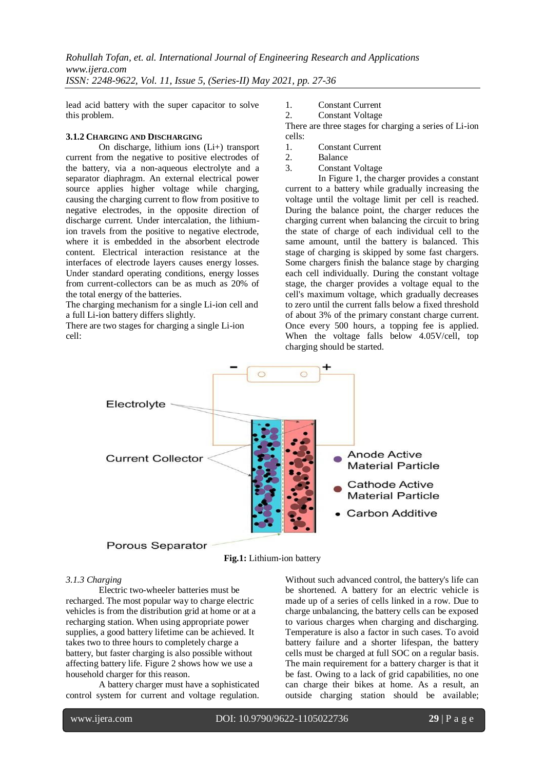lead acid battery with the super capacitor to solve this problem.

### 3.1.2 Charging and Discharging

On discharge, lithium ions (Li+) transport current from the negative to positive electrodes of the battery, via a non-aqueous electrolyte and a separator diaphragm. An external electrical power source applies higher voltage while charging, causing the charging current to flow from positive to negative electrodes, in the opposite direction of discharge current. Under intercalation, the lithium-ion travels from the positive to negative electrode, where it is embedded in the absorbent electrode content. Electrical interaction resistance at the interfaces of electrode layers causes energy losses. Under standard operating conditions, energy losses from current-collectors can be as much as 20% of the total energy of the batteries.

The charging mechanism for a single Li-ion cell and a full Li-ion battery differs slightly.

There are two stages for charging a single Li-ion cell:

1. Constant Current
2. Constant Voltage

There are three stages for charging a series of Li-ion cells:

1. Constant Current
2. Balance
3. Constant Voltage

In Figure 1, the charger provides a constant current to a battery while gradually increasing the voltage until the voltage limit per cell is reached. During the balance point, the charger reduces the charging current when balancing the circuit to bring the state of charge of each individual cell to the same amount, until the battery is balanced. This stage of charging is skipped by some fast chargers. Some chargers finish the balance stage by charging each cell individually. During the constant voltage stage, the charger provides a voltage equal to the cell's maximum voltage, which gradually decreases to zero until the current falls below a fixed threshold of about 3% of the primary constant charge current. Once every 500 hours, a topping fee is applied. When the voltage falls below 4.05V/cell, top charging should be started.

**Fig.1:** Lithium-ion battery

### *3.1.3 Charging*

Electric two-wheeler batteries must be recharged. The most popular way to charge electric vehicles is from the distribution grid at home or at a recharging station. When using appropriate power supplies, a good battery lifetime can be achieved. It takes two to three hours to completely charge a battery, but faster charging is also possible without affecting battery life. Figure 2 shows how we use a household charger for this reason.

A battery charger must have a sophisticated control system for current and voltage regulation. Without such advanced control, the battery's life can be shortened. A battery for an electric vehicle is made up of a series of cells linked in a row. Due to charge unbalancing, the battery cells can be exposed to various charges when charging and discharging. Temperature is also a factor in such cases. To avoid battery failure and a shorter lifespan, the battery cells must be charged at full SOC on a regular basis. The main requirement for a battery charger is that it be fast. Owing to a lack of grid capabilities, no one can charge their bikes at home. As a result, an outside charging station should be available;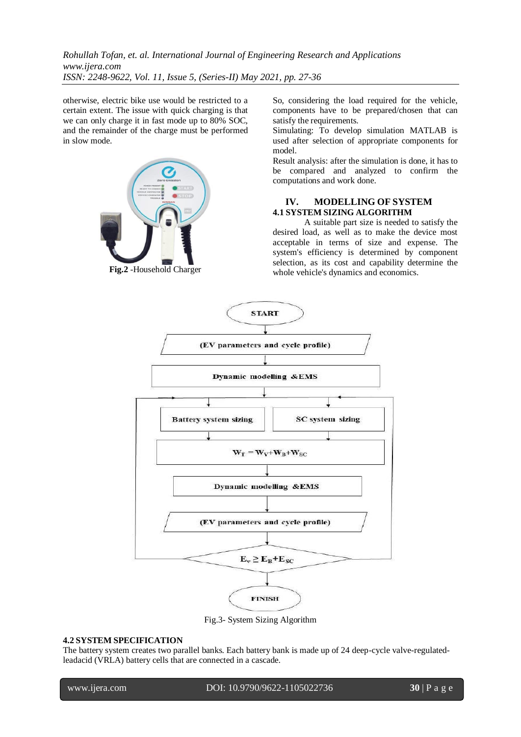otherwise, electric bike use would be restricted to a certain extent. The issue with quick charging is that we can only charge it in fast mode up to 80% SOC, and the remainder of the charge must be performed in slow mode.

**Fig.2** -Household Charger

So, considering the load required for the vehicle, components have to be prepared/chosen that can satisfy the requirements.

Simulating: To develop simulation MATLAB is used after selection of appropriate components for model.

Result analysis: after the simulation is done, it has to be compared and analyzed to confirm the computations and work done.

## IV. MODELLING OF SYSTEM

### 4.1 SYSTEM SIZING ALGORITHM

A suitable part size is needed to satisfy the desired load, as well as to make the device most acceptable in terms of size and expense. The system's efficiency is determined by component selection, as its cost and capability determine the whole vehicle's dynamics and economics.

Fig.3- System Sizing Algorithm

### 4.2 SYSTEM SPECIFICATION

The battery system creates two parallel banks. Each battery bank is made up of 24 deep-cycle valve-regulated-leadacid (VRLA) battery cells that are connected in a cascade.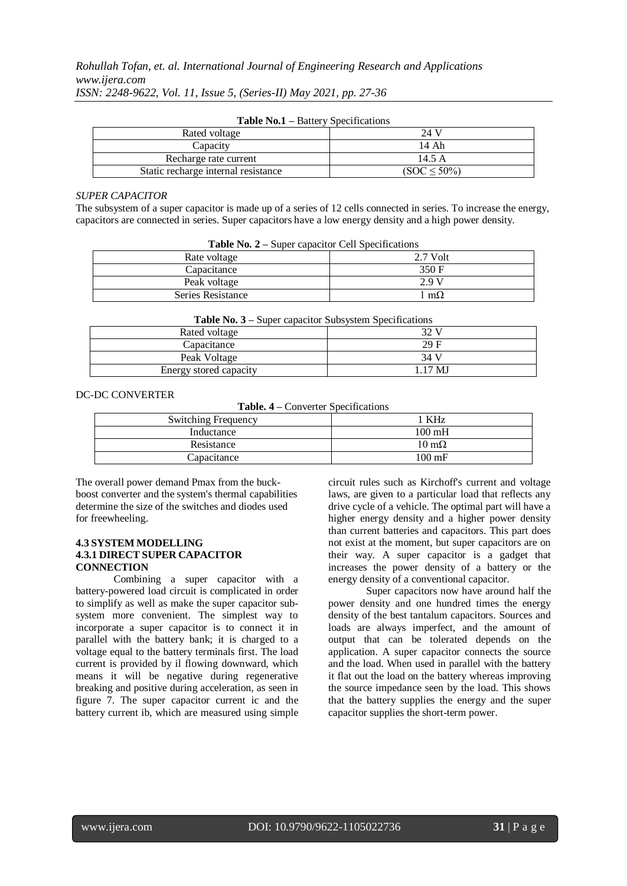**Table No.1** – Battery Specifications

| Rated voltage | 24 V |
|---|---|
| Capacity | 14 Ah |
| Recharge rate current | 14.5 A |
| Static recharge internal resistance | (SOC ≤ 50%) |

*SUPER CAPACITOR*

The subsystem of a super capacitor is made up of a series of 12 cells connected in series. To increase the energy, capacitors are connected in series. Super capacitors have a low energy density and a high power density.

**Table No. 2** – Super capacitor Cell Specifications

| Rate voltage | 2.7 Volt |
|---|---|
| Capacitance | 350 F |
| Peak voltage | 2.9 V |
| Series Resistance | 1 mΩ |

**Table No. 3** – Super capacitor Subsystem Specifications

| Rated voltage | 32 V |
|---|---|
| Capacitance | 29 F |
| Peak Voltage | 34 V |
| Energy stored capacity | 1.17 MJ |

DC-DC CONVERTER

**Table. 4** – Converter Specifications

| Switching Frequency | 1 KHz |
|---|---|
| Inductance | 100 mH |
| Resistance | 10 mΩ |
| Capacitance | 100 mF |

The overall power demand Pmax from the buck-boost converter and the system's thermal capabilities determine the size of the switches and diodes used for freewheeling.

### 4.3 SYSTEM MODELLING

#### 4.3.1 DIRECT SUPER CAPACITOR CONNECTION

Combining a super capacitor with a battery-powered load circuit is complicated in order to simplify as well as make the super capacitor sub-system more convenient. The simplest way to incorporate a super capacitor is to connect it in parallel with the battery bank; it is charged to a voltage equal to the battery terminals first. The load current is provided by il flowing downward, which means it will be negative during regenerative breaking and positive during acceleration, as seen in figure 7. The super capacitor current ic and the battery current ib, which are measured using simple circuit rules such as Kirchoff's current and voltage laws, are given to a particular load that reflects any drive cycle of a vehicle. The optimal part will have a higher energy density and a higher power density than current batteries and capacitors. This part does not exist at the moment, but super capacitors are on their way. A super capacitor is a gadget that increases the power density of a battery or the energy density of a conventional capacitor.

Super capacitors now have around half the power density and one hundred times the energy density of the best tantalum capacitors. Sources and loads are always imperfect, and the amount of output that can be tolerated depends on the application. A super capacitor connects the source and the load. When used in parallel with the battery it flat out the load on the battery whereas improving the source impedance seen by the load. This shows that the battery supplies the energy and the super capacitor supplies the short-term power.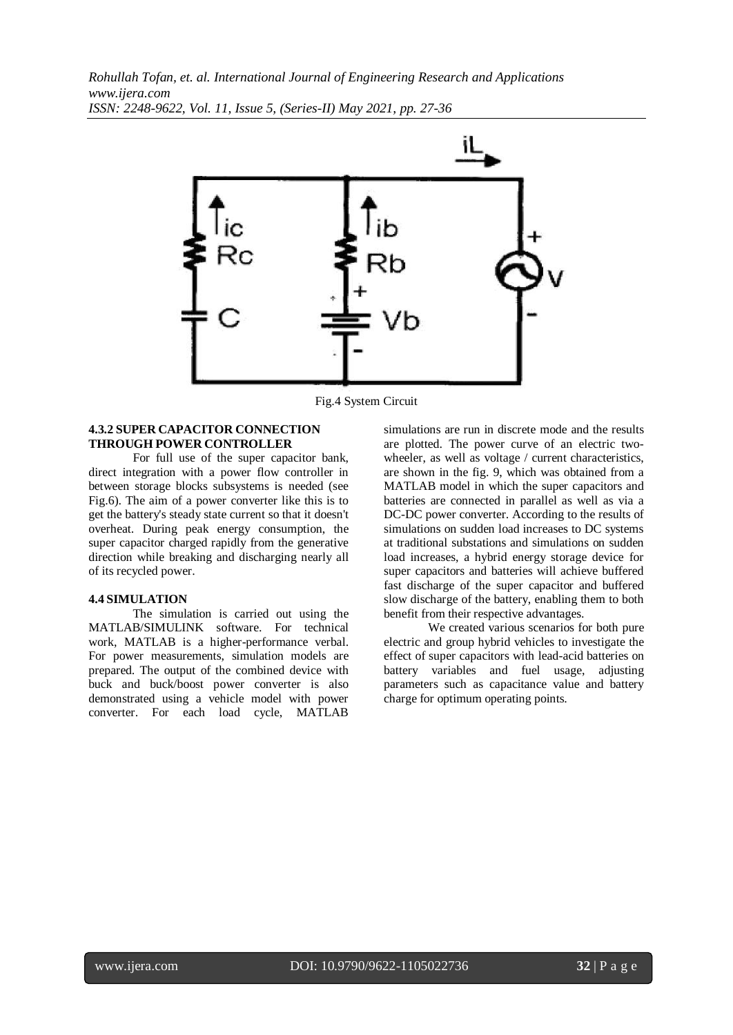Fig.4 System Circuit

#### 4.3.2 SUPER CAPACITOR CONNECTION THROUGH POWER CONTROLLER

For full use of the super capacitor bank, direct integration with a power flow controller in between storage blocks subsystems is needed (see Fig.6). The aim of a power converter like this is to get the battery's steady state current so that it doesn't overheat. During peak energy consumption, the super capacitor charged rapidly from the generative direction while breaking and discharging nearly all of its recycled power.

### 4.4 SIMULATION

The simulation is carried out using the MATLAB/SIMULINK software. For technical work, MATLAB is a higher-performance verbal. For power measurements, simulation models are prepared. The output of the combined device with buck and buck/boost power converter is also demonstrated using a vehicle model with power converter. For each load cycle, MATLAB simulations are run in discrete mode and the results are plotted. The power curve of an electric two-wheeler, as well as voltage / current characteristics, are shown in the fig. 9, which was obtained from a MATLAB model in which the super capacitors and batteries are connected in parallel as well as via a DC-DC power converter. According to the results of simulations on sudden load increases to DC systems at traditional substations and simulations on sudden load increases, a hybrid energy storage device for super capacitors and batteries will achieve buffered fast discharge of the super capacitor and buffered slow discharge of the battery, enabling them to both benefit from their respective advantages.

We created various scenarios for both pure electric and group hybrid vehicles to investigate the effect of super capacitors with lead-acid batteries on battery variables and fuel usage, adjusting parameters such as capacitance value and battery charge for optimum operating points.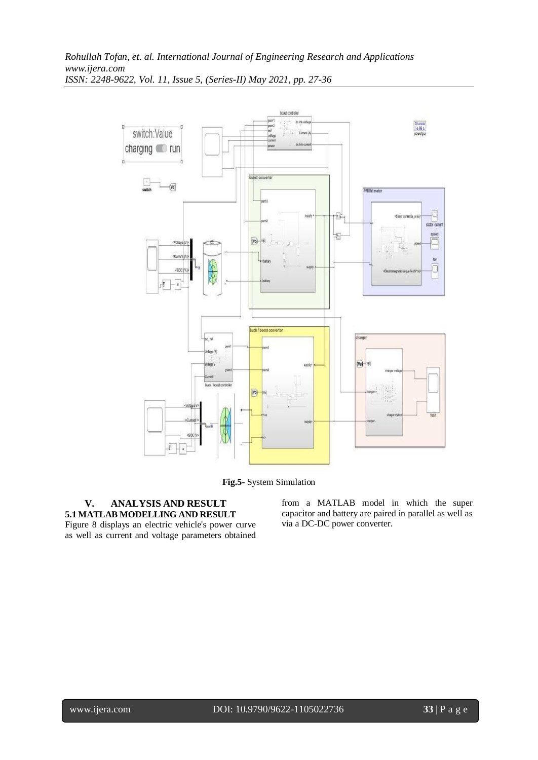**Fig.5-** System Simulation

## V. ANALYSIS AND RESULT

### 5.1 MATLAB MODELLING AND RESULT

Figure 8 displays an electric vehicle's power curve as well as current and voltage parameters obtained from a MATLAB model in which the super capacitor and battery are paired in parallel as well as via a DC-DC power converter.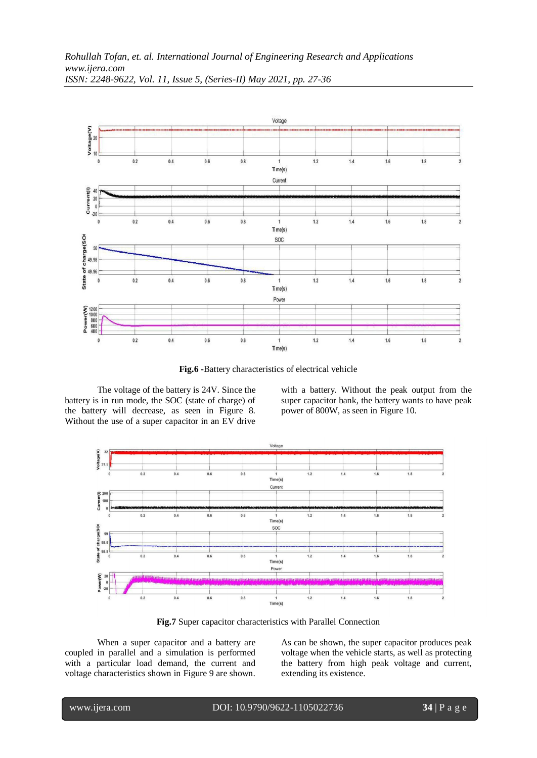**Fig.6** -Battery characteristics of electrical vehicle

The voltage of the battery is 24V. Since the battery is in run mode, the SOC (state of charge) of the battery will decrease, as seen in Figure 8. Without the use of a super capacitor in an EV drive with a battery. Without the peak output from the super capacitor bank, the battery wants to have peak power of 800W, as seen in Figure 10.

**Fig.7** Super capacitor characteristics with Parallel Connection

When a super capacitor and a battery are coupled in parallel and a simulation is performed with a particular load demand, the current and voltage characteristics shown in Figure 9 are shown. As can be shown, the super capacitor produces peak voltage when the vehicle starts, as well as protecting the battery from high peak voltage and current, extending its existence.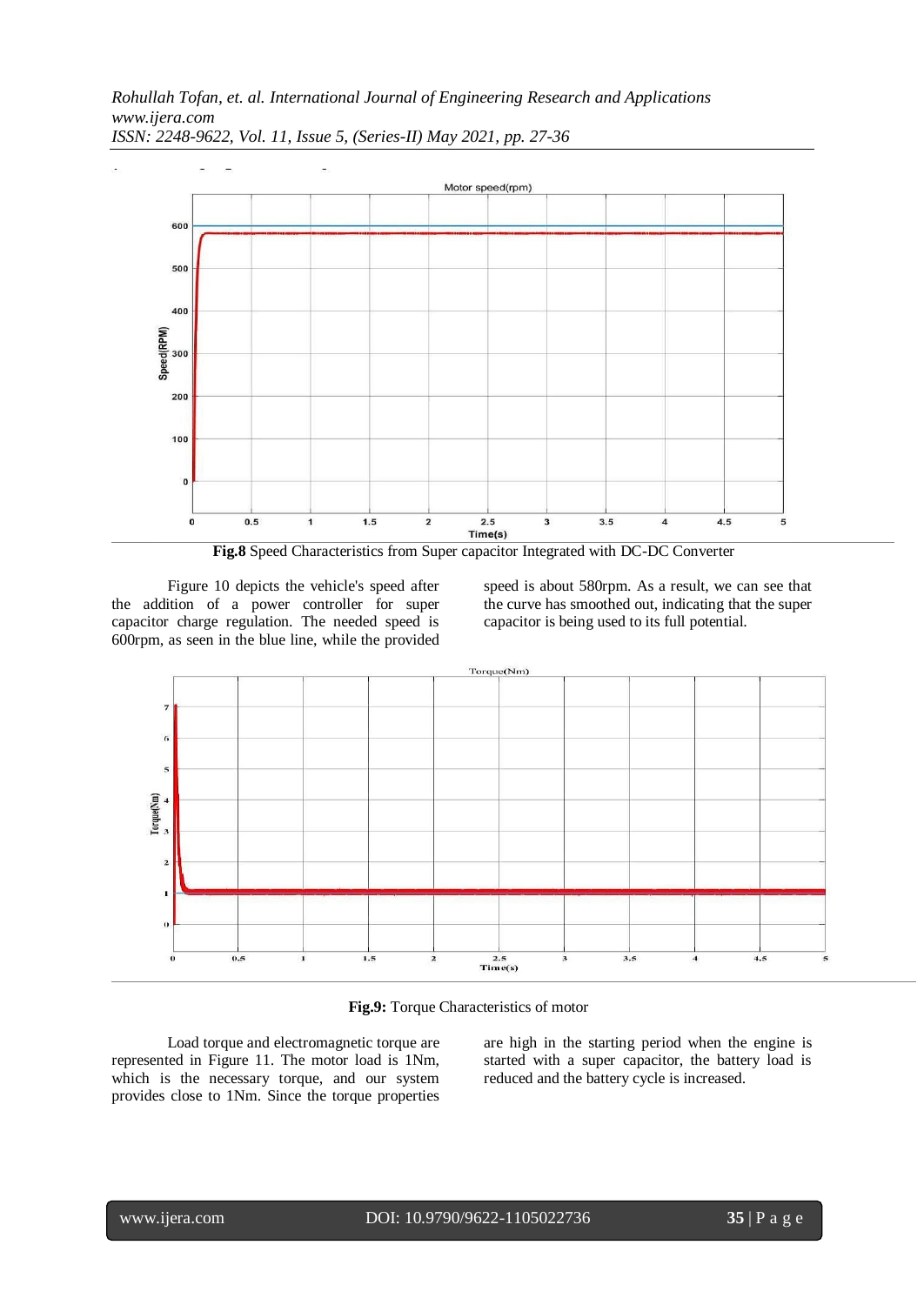**Fig.8** Speed Characteristics from Super capacitor Integrated with DC-DC Converter

Figure 10 depicts the vehicle's speed after the addition of a power controller for super capacitor charge regulation. The needed speed is 600rpm, as seen in the blue line, while the provided speed is about 580rpm. As a result, we can see that the curve has smoothed out, indicating that the super capacitor is being used to its full potential.

**Fig.9:** Torque Characteristics of motor

Load torque and electromagnetic torque are represented in Figure 11. The motor load is 1Nm, which is the necessary torque, and our system provides close to 1Nm. Since the torque properties are high in the starting period when the engine is started with a super capacitor, the battery load is reduced and the battery cycle is increased.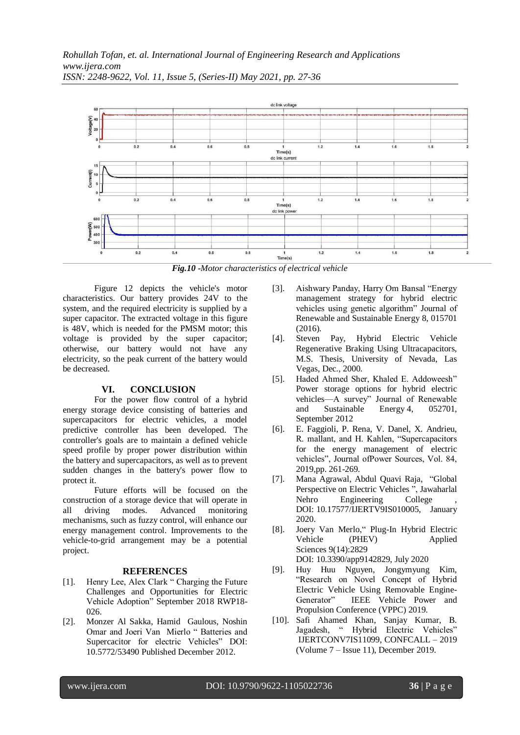dc link voltage

Voltage(V)

60
40
20
0

0 0.2 0.4 0.6 0.8 1 1.2 1.4 1.6 1.8 2

Time(s)

dc link current

Current(I)

15
10
5
0

0 0.2 0.4 0.6 0.8 1 1.2 1.4 1.6 1.8 2

Time(s)

dc link power

Power(W)

600
500
400
300

0 0.2 0.4 0.6 0.8 1 1.2 1.4 1.6 1.8 2

Time(s)

***Fig.10** -Motor characteristics of electrical vehicle*

Figure 12 depicts the vehicle's motor characteristics. Our battery provides 24V to the system, and the required electricity is supplied by a super capacitor. The extracted voltage in this figure is 48V, which is needed for the PMSM motor; this voltage is provided by the super capacitor; otherwise, our battery would not have any electricity, so the peak current of the battery would be decreased.

## VI. CONCLUSION

For the power flow control of a hybrid energy storage device consisting of batteries and supercapacitors for electric vehicles, a model predictive controller has been developed. The controller's goals are to maintain a defined vehicle speed profile by proper power distribution within the battery and supercapacitors, as well as to prevent sudden changes in the battery's power flow to protect it.

Future efforts will be focused on the construction of a storage device that will operate in all driving modes. Advanced monitoring mechanisms, such as fuzzy control, will enhance our energy management control. Improvements to the vehicle-to-grid arrangement may be a potential project.

## REFERENCES

[1]. Henry Lee, Alex Clark " Charging the Future Challenges and Opportunities for Electric Vehicle Adoption" September 2018 RWP18-026.

[2]. Monzer Al Sakka, Hamid Gaulous, Noshin Omar and Joeri Van Mierlo " Batteries and Supercacitor for electric Vehicles" DOI: 10.5772/53490 Published December 2012.

[3]. Aishwary Panday, Harry Om Bansal "Energy management strategy for hybrid electric vehicles using genetic algorithm" Journal of Renewable and Sustainable Energy 8, 015701 (2016).

[4]. Steven Pay, Hybrid Electric Vehicle Regenerative Braking Using Ultracapacitors, M.S. Thesis, University of Nevada, Las Vegas, Dec., 2000.

[5]. Haded Ahmed Sher, Khaled E. Addoweesh" Power storage options for hybrid electric vehicles—A survey" Journal of Renewable and Sustainable Energy 4, 052701, September 2012

[6]. E. Faggioli, P. Rena, V. Danel, X. Andrieu, R. mallant, and H. Kahlen, "Supercapacitors for the energy management of electric vehicles", Journal ofPower Sources, Vol. 84, 2019,pp. 261-269.

[7]. Mana Agrawal, Abdul Quavi Raja, "Global Perspective on Electric Vehicles ", Jawaharlal Nehro Engineering College , DOI: 10.17577/IJERTV9IS010005, January 2020.

[8]. Joery Van Merlo," Plug-In Hybrid Electric Vehicle (PHEV) Applied Sciences 9(14):2829 DOI: 10.3390/app9142829, July 2020

[9]. Huy Huu Nguyen, Jongymyung Kim, "Research on Novel Concept of Hybrid Electric Vehicle Using Removable Engine-Generator" IEEE Vehicle Power and Propulsion Conference (VPPC) 2019.

[10]. Safi Ahamed Khan, Sanjay Kumar, B. Jagadesh, " Hybrid Electric Vehicles" IJERTCONV7IS11099, CONFCALL – 2019 (Volume 7 – Issue 11), December 2019.